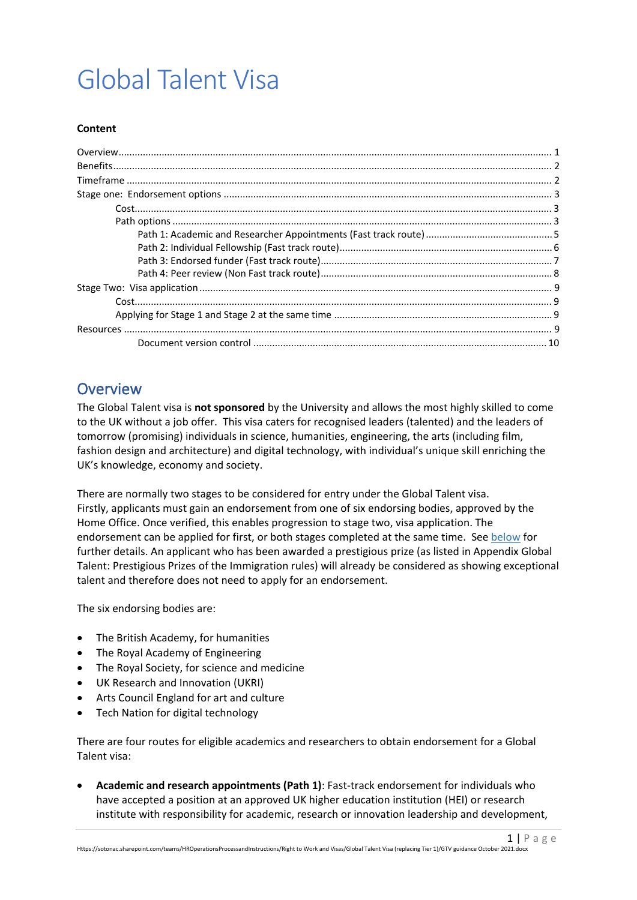# Global Talent Visa

**Content**

- Overview ..... 1
- Benefits ..... 2
- Timeframe ..... 2
- Stage one: Endorsement options ..... 3
  - Cost ..... 3
  - Path options ..... 3
    - Path 1: Academic and Researcher Appointments (Fast track route) ..... 5
    - Path 2: Individual Fellowship (Fast track route) ..... 6
    - Path 3: Endorsed funder (Fast track route) ..... 7
    - Path 4: Peer review (Non Fast track route) ..... 8
- Stage Two: Visa application ..... 9
  - Cost ..... 9
  - Applying for Stage 1 and Stage 2 at the same time ..... 9
- Resources ..... 9
  - Document version control ..... 10

## Overview

The Global Talent visa is **not sponsored** by the University and allows the most highly skilled to come to the UK without a job offer. This visa caters for recognised leaders (talented) and the leaders of tomorrow (promising) individuals in science, humanities, engineering, the arts (including film, fashion design and architecture) and digital technology, with individual's unique skill enriching the UK's knowledge, economy and society.

There are normally two stages to be considered for entry under the Global Talent visa. Firstly, applicants must gain an endorsement from one of six endorsing bodies, approved by the Home Office. Once verified, this enables progression to stage two, visa application. The endorsement can be applied for first, or both stages completed at the same time. See below for further details. An applicant who has been awarded a prestigious prize (as listed in Appendix Global Talent: Prestigious Prizes of the Immigration rules) will already be considered as showing exceptional talent and therefore does not need to apply for an endorsement.

The six endorsing bodies are:

- The British Academy, for humanities
- The Royal Academy of Engineering
- The Royal Society, for science and medicine
- UK Research and Innovation (UKRI)
- Arts Council England for art and culture
- Tech Nation for digital technology

There are four routes for eligible academics and researchers to obtain endorsement for a Global Talent visa:

- **Academic and research appointments (Path 1)**: Fast-track endorsement for individuals who have accepted a position at an approved UK higher education institution (HEI) or research institute with responsibility for academic, research or innovation leadership and development,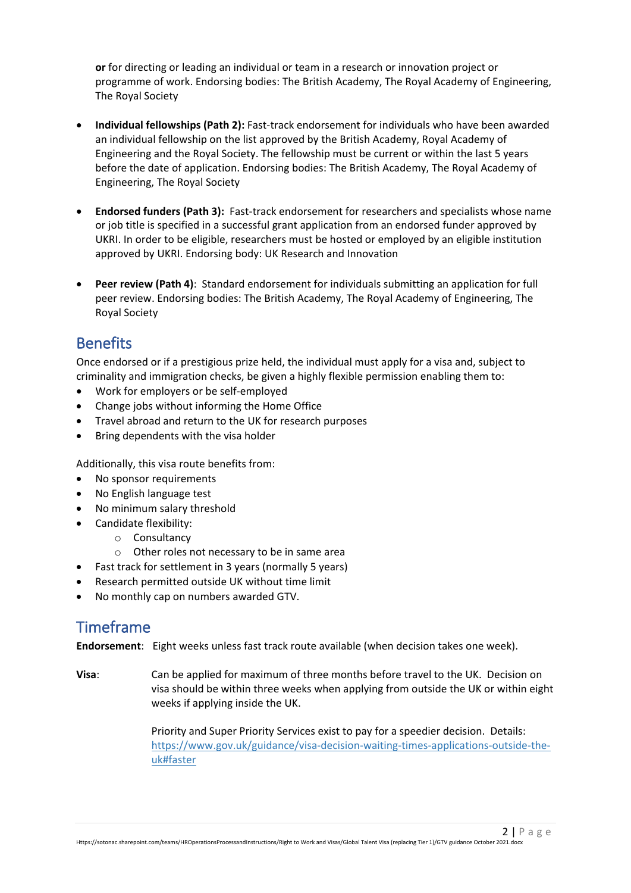**or** for directing or leading an individual or team in a research or innovation project or programme of work. Endorsing bodies: The British Academy, The Royal Academy of Engineering, The Royal Society

- **Individual fellowships (Path 2):** Fast-track endorsement for individuals who have been awarded an individual fellowship on the list approved by the British Academy, Royal Academy of Engineering and the Royal Society. The fellowship must be current or within the last 5 years before the date of application. Endorsing bodies: The British Academy, The Royal Academy of Engineering, The Royal Society

- **Endorsed funders (Path 3):** Fast-track endorsement for researchers and specialists whose name or job title is specified in a successful grant application from an endorsed funder approved by UKRI. In order to be eligible, researchers must be hosted or employed by an eligible institution approved by UKRI. Endorsing body: UK Research and Innovation

- **Peer review (Path 4)**: Standard endorsement for individuals submitting an application for full peer review. Endorsing bodies: The British Academy, The Royal Academy of Engineering, The Royal Society

## Benefits

Once endorsed or if a prestigious prize held, the individual must apply for a visa and, subject to criminality and immigration checks, be given a highly flexible permission enabling them to:

- Work for employers or be self-employed
- Change jobs without informing the Home Office
- Travel abroad and return to the UK for research purposes
- Bring dependents with the visa holder

Additionally, this visa route benefits from:

- No sponsor requirements
- No English language test
- No minimum salary threshold
- Candidate flexibility:
  - Consultancy
  - Other roles not necessary to be in same area
- Fast track for settlement in 3 years (normally 5 years)
- Research permitted outside UK without time limit
- No monthly cap on numbers awarded GTV.

## Timeframe

**Endorsement**: Eight weeks unless fast track route available (when decision takes one week).

**Visa**: Can be applied for maximum of three months before travel to the UK. Decision on visa should be within three weeks when applying from outside the UK or within eight weeks if applying inside the UK.

Priority and Super Priority Services exist to pay for a speedier decision. Details: https://www.gov.uk/guidance/visa-decision-waiting-times-applications-outside-the-uk#faster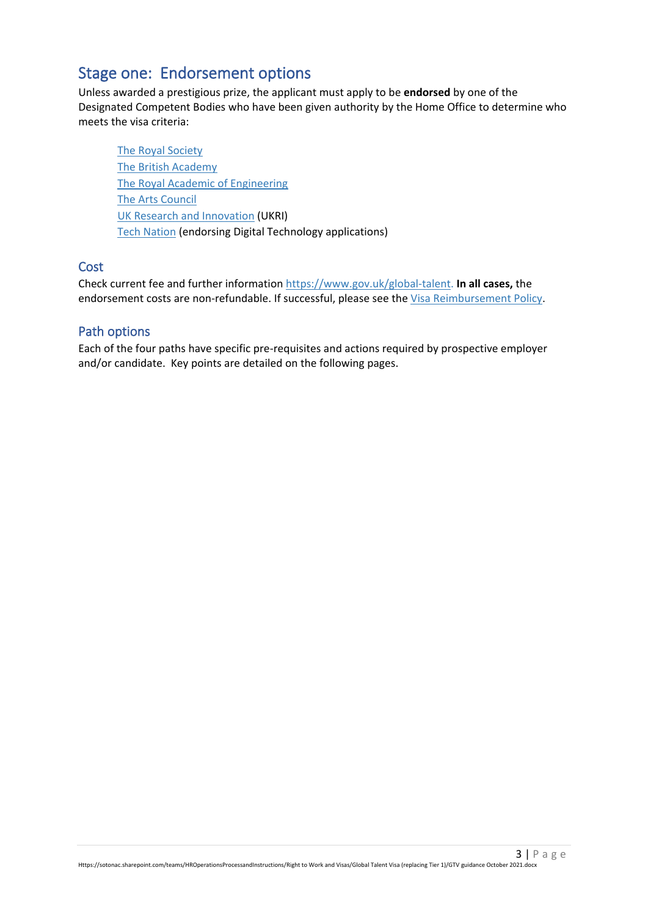## Stage one: Endorsement options

Unless awarded a prestigious prize, the applicant must apply to be **endorsed** by one of the Designated Competent Bodies who have been given authority by the Home Office to determine who meets the visa criteria:

- The Royal Society
- The British Academy
- The Royal Academic of Engineering
- The Arts Council
- UK Research and Innovation (UKRI)
- Tech Nation (endorsing Digital Technology applications)

### Cost

Check current fee and further information https://www.gov.uk/global-talent. **In all cases,** the endorsement costs are non-refundable. If successful, please see the Visa Reimbursement Policy.

### Path options

Each of the four paths have specific pre-requisites and actions required by prospective employer and/or candidate. Key points are detailed on the following pages.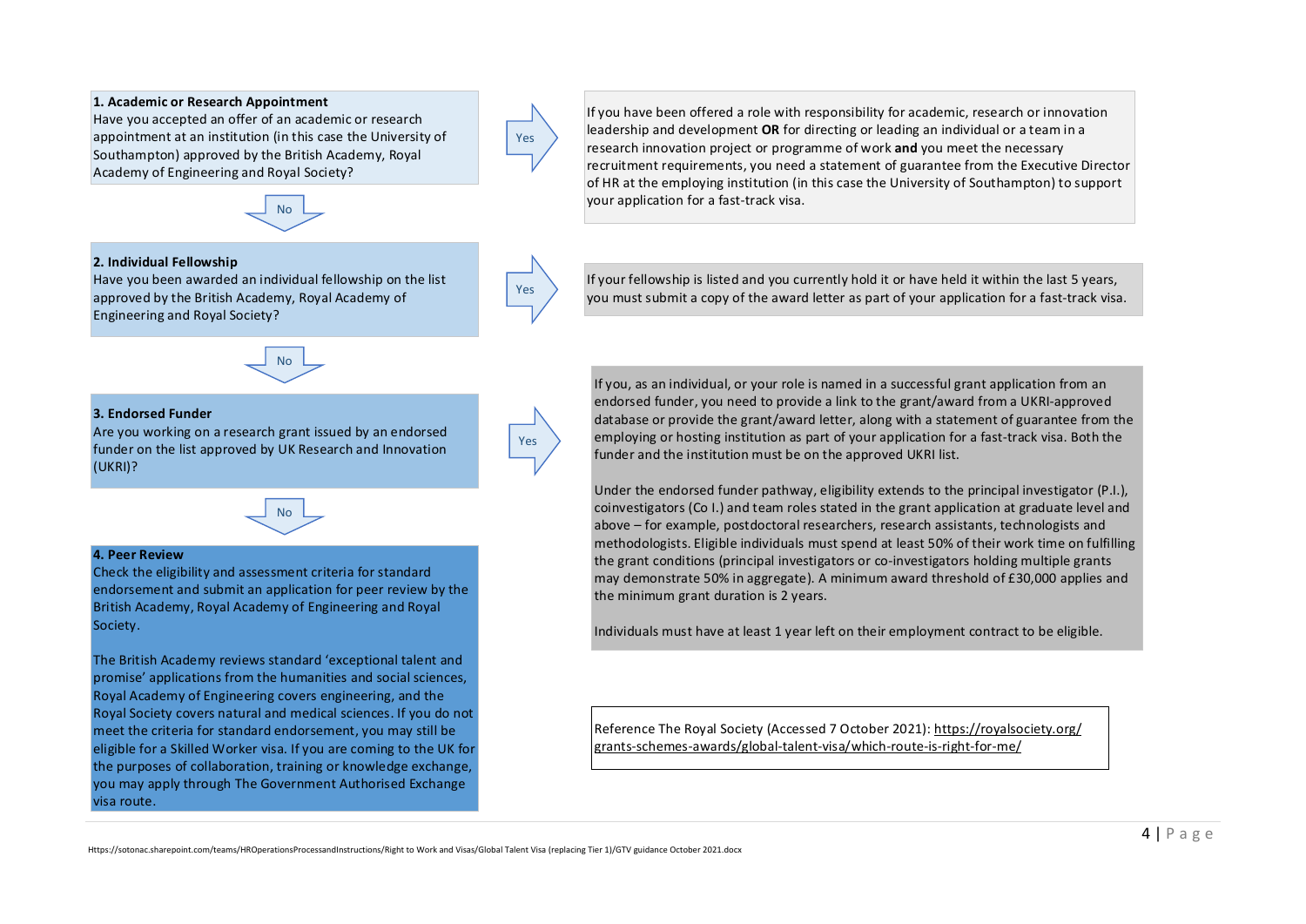**1. Academic or Research Appointment**
Have you accepted an offer of an academic or research appointment at an institution (in this case the University of Southampton) approved by the British Academy, Royal Academy of Engineering and Royal Society?

Yes → If you have been offered a role with responsibility for academic, research or innovation leadership and development **OR** for directing or leading an individual or a team in a research innovation project or programme of work **and** you meet the necessary recruitment requirements, you need a statement of guarantee from the Executive Director of HR at the employing institution (in this case the University of Southampton) to support your application for a fast-track visa.

No ↓

**2. Individual Fellowship**
Have you been awarded an individual fellowship on the list approved by the British Academy, Royal Academy of Engineering and Royal Society?

Yes → If your fellowship is listed and you currently hold it or have held it within the last 5 years, you must submit a copy of the award letter as part of your application for a fast-track visa.

No ↓

**3. Endorsed Funder**
Are you working on a research grant issued by an endorsed funder on the list approved by UK Research and Innovation (UKRI)?

Yes → If you, as an individual, or your role is named in a successful grant application from an endorsed funder, you need to provide a link to the grant/award from a UKRI-approved database or provide the grant/award letter, along with a statement of guarantee from the employing or hosting institution as part of your application for a fast-track visa. Both the funder and the institution must be on the approved UKRI list.

Under the endorsed funder pathway, eligibility extends to the principal investigator (P.I.), coinvestigators (Co I.) and team roles stated in the grant application at graduate level and above – for example, postdoctoral researchers, research assistants, technologists and methodologists. Eligible individuals must spend at least 50% of their work time on fulfilling the grant conditions (principal investigators or co-investigators holding multiple grants may demonstrate 50% in aggregate). A minimum award threshold of £30,000 applies and the minimum grant duration is 2 years.

Individuals must have at least 1 year left on their employment contract to be eligible.

No ↓

**4. Peer Review**
Check the eligibility and assessment criteria for standard endorsement and submit an application for peer review by the British Academy, Royal Academy of Engineering and Royal Society.

The British Academy reviews standard 'exceptional talent and promise' applications from the humanities and social sciences, Royal Academy of Engineering covers engineering, and the Royal Society covers natural and medical sciences. If you do not meet the criteria for standard endorsement, you may still be eligible for a Skilled Worker visa. If you are coming to the UK for the purposes of collaboration, training or knowledge exchange, you may apply through The Government Authorised Exchange visa route.

Reference The Royal Society (Accessed 7 October 2021): https://royalsociety.org/grants-schemes-awards/global-talent-visa/which-route-is-right-for-me/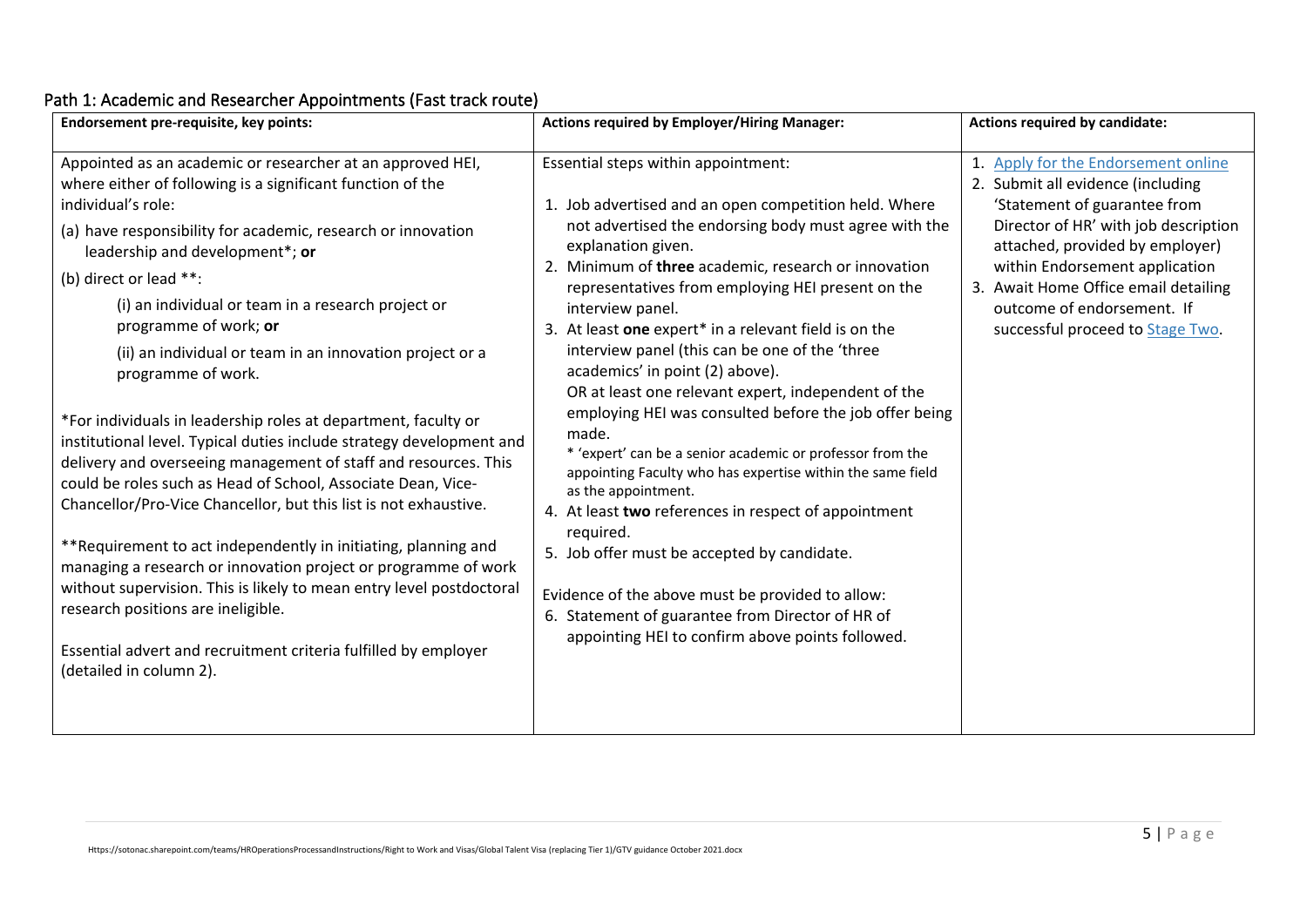## Path 1: Academic and Researcher Appointments (Fast track route)

| Endorsement pre-requisite, key points: | Actions required by Employer/Hiring Manager: | Actions required by candidate: |
|---|---|---|
| Appointed as an academic or researcher at an approved HEI, where either of following is a significant function of the individual's role:<br><br>(a) have responsibility for academic, research or innovation leadership and development*; **or**<br><br>(b) direct or lead **:<br><br>(i) an individual or team in a research project or programme of work; **or**<br><br>(ii) an individual or team in an innovation project or a programme of work.<br><br>*For individuals in leadership roles at department, faculty or institutional level. Typical duties include strategy development and delivery and overseeing management of staff and resources. This could be roles such as Head of School, Associate Dean, Vice-Chancellor/Pro-Vice Chancellor, but this list is not exhaustive.<br><br>**Requirement to act independently in initiating, planning and managing a research or innovation project or programme of work without supervision. This is likely to mean entry level postdoctoral research positions are ineligible.<br><br>Essential advert and recruitment criteria fulfilled by employer (detailed in column 2). | Essential steps within appointment:<br><br>1. Job advertised and an open competition held. Where not advertised the endorsing body must agree with the explanation given.<br>2. Minimum of **three** academic, research or innovation representatives from employing HEI present on the interview panel.<br>3. At least **one** expert* in a relevant field is on the interview panel (this can be one of the 'three academics' in point (2) above).<br>OR at least one relevant expert, independent of the employing HEI was consulted before the job offer being made.<br>* 'expert' can be a senior academic or professor from the appointing Faculty who has expertise within the same field as the appointment.<br>4. At least **two** references in respect of appointment required.<br>5. Job offer must be accepted by candidate.<br><br>Evidence of the above must be provided to allow:<br>6. Statement of guarantee from Director of HR of appointing HEI to confirm above points followed. | 1. Apply for the Endorsement online<br>2. Submit all evidence (including 'Statement of guarantee from Director of HR' with job description attached, provided by employer) within Endorsement application<br>3. Await Home Office email detailing outcome of endorsement. If successful proceed to Stage Two. |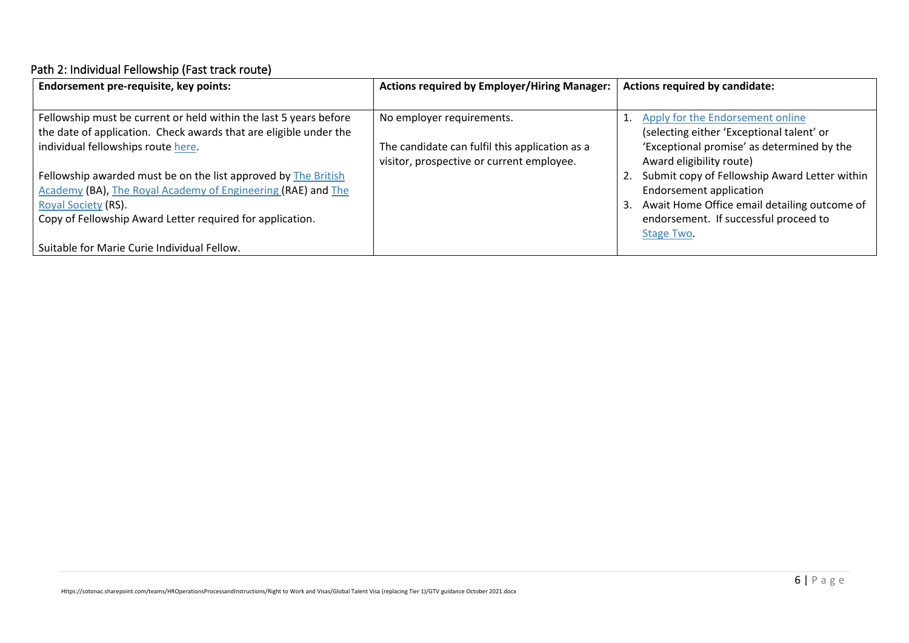## Path 2: Individual Fellowship (Fast track route)

| Endorsement pre-requisite, key points: | Actions required by Employer/Hiring Manager: | Actions required by candidate: |
| --- | --- | --- |
| Fellowship must be current or held within the last 5 years before the date of application. Check awards that are eligible under the individual fellowships route here.<br><br>Fellowship awarded must be on the list approved by The British Academy (BA), The Royal Academy of Engineering (RAE) and The Royal Society (RS).<br>Copy of Fellowship Award Letter required for application.<br><br>Suitable for Marie Curie Individual Fellow. | No employer requirements.<br><br>The candidate can fulfil this application as a visitor, prospective or current employee. | 1. Apply for the Endorsement online (selecting either 'Exceptional talent' or 'Exceptional promise' as determined by the Award eligibility route)<br>2. Submit copy of Fellowship Award Letter within Endorsement application<br>3. Await Home Office email detailing outcome of endorsement. If successful proceed to Stage Two. |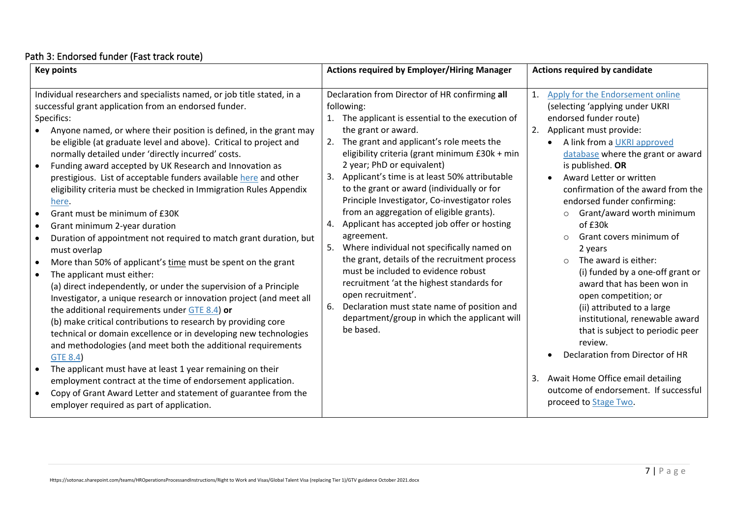## Path 3: Endorsed funder (Fast track route)

| Key points | Actions required by Employer/Hiring Manager | Actions required by candidate |
|---|---|---|
| Individual researchers and specialists named, or job title stated, in a successful grant application from an endorsed funder.<br>Specifics:<br>• Anyone named, or where their position is defined, in the grant may be eligible (at graduate level and above). Critical to project and normally detailed under 'directly incurred' costs.<br>• Funding award accepted by UK Research and Innovation as prestigious. List of acceptable funders available here and other eligibility criteria must be checked in Immigration Rules Appendix here.<br>• Grant must be minimum of £30K<br>• Grant minimum 2-year duration<br>• Duration of appointment not required to match grant duration, but must overlap<br>• More than 50% of applicant's time must be spent on the grant<br>• The applicant must either:<br>(a) direct independently, or under the supervision of a Principle Investigator, a unique research or innovation project (and meet all the additional requirements under GTE 8.4) **or**<br>(b) make critical contributions to research by providing core technical or domain excellence or in developing new technologies and methodologies (and meet both the additional requirements GTE 8.4)<br>• The applicant must have at least 1 year remaining on their employment contract at the time of endorsement application.<br>• Copy of Grant Award Letter and statement of guarantee from the employer required as part of application. | Declaration from Director of HR confirming **all** following:<br>1. The applicant is essential to the execution of the grant or award.<br>2. The grant and applicant's role meets the eligibility criteria (grant minimum £30k + min 2 year; PhD or equivalent)<br>3. Applicant's time is at least 50% attributable to the grant or award (individually or for Principle Investigator, Co-investigator roles from an aggregation of eligible grants).<br>4. Applicant has accepted job offer or hosting agreement.<br>5. Where individual not specifically named on the grant, details of the recruitment process must be included to evidence robust recruitment 'at the highest standards for open recruitment'.<br>6. Declaration must state name of position and department/group in which the applicant will be based. | 1. Apply for the Endorsement online (selecting 'applying under UKRI endorsed funder route)<br>2. Applicant must provide:<br>• A link from a UKRI approved database where the grant or award is published. **OR**<br>• Award Letter or written confirmation of the award from the endorsed funder confirming:<br>&nbsp;&nbsp;○ Grant/award worth minimum of £30k<br>&nbsp;&nbsp;○ Grant covers minimum of 2 years<br>&nbsp;&nbsp;○ The award is either:<br>(i) funded by a one-off grant or award that has been won in open competition; or<br>(ii) attributed to a large institutional, renewable award that is subject to periodic peer review.<br>• Declaration from Director of HR<br><br>3. Await Home Office email detailing outcome of endorsement. If successful proceed to Stage Two. |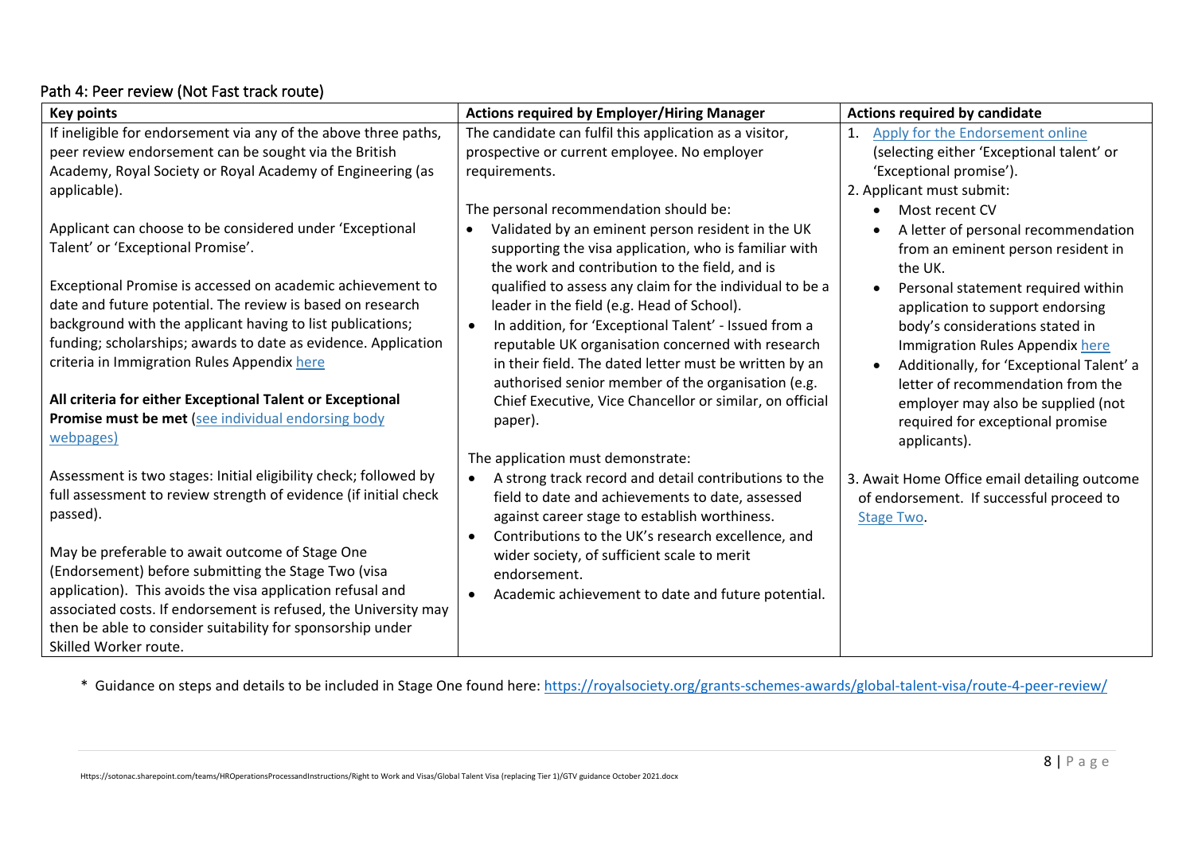## Path 4: Peer review (Not Fast track route)

| Key points | Actions required by Employer/Hiring Manager | Actions required by candidate |
|---|---|---|
| If ineligible for endorsement via any of the above three paths, peer review endorsement can be sought via the British Academy, Royal Society or Royal Academy of Engineering (as applicable).<br><br>Applicant can choose to be considered under 'Exceptional Talent' or 'Exceptional Promise'.<br><br>Exceptional Promise is accessed on academic achievement to date and future potential. The review is based on research background with the applicant having to list publications; funding; scholarships; awards to date as evidence. Application criteria in Immigration Rules Appendix here<br><br>**All criteria for either Exceptional Talent or Exceptional Promise must be met** (see individual endorsing body webpages)<br><br>Assessment is two stages: Initial eligibility check; followed by full assessment to review strength of evidence (if initial check passed).<br><br>May be preferable to await outcome of Stage One (Endorsement) before submitting the Stage Two (visa application). This avoids the visa application refusal and associated costs. If endorsement is refused, the University may then be able to consider suitability for sponsorship under Skilled Worker route. | The candidate can fulfil this application as a visitor, prospective or current employee. No employer requirements.<br><br>The personal recommendation should be:<br>• Validated by an eminent person resident in the UK supporting the visa application, who is familiar with the work and contribution to the field, and is qualified to assess any claim for the individual to be a leader in the field (e.g. Head of School).<br>• In addition, for 'Exceptional Talent' - Issued from a reputable UK organisation concerned with research in their field. The dated letter must be written by an authorised senior member of the organisation (e.g. Chief Executive, Vice Chancellor or similar, on official paper).<br><br>The application must demonstrate:<br>• A strong track record and detail contributions to the field to date and achievements to date, assessed against career stage to establish worthiness.<br>• Contributions to the UK's research excellence, and wider society, of sufficient scale to merit endorsement.<br>• Academic achievement to date and future potential. | 1. Apply for the Endorsement online (selecting either 'Exceptional talent' or 'Exceptional promise').<br>2. Applicant must submit:<br>• Most recent CV<br>• A letter of personal recommendation from an eminent person resident in the UK.<br>• Personal statement required within application to support endorsing body's considerations stated in Immigration Rules Appendix here<br>• Additionally, for 'Exceptional Talent' a letter of recommendation from the employer may also be supplied (not required for exceptional promise applicants).<br><br>3. Await Home Office email detailing outcome of endorsement. If successful proceed to Stage Two. |

\* Guidance on steps and details to be included in Stage One found here: https://royalsociety.org/grants-schemes-awards/global-talent-visa/route-4-peer-review/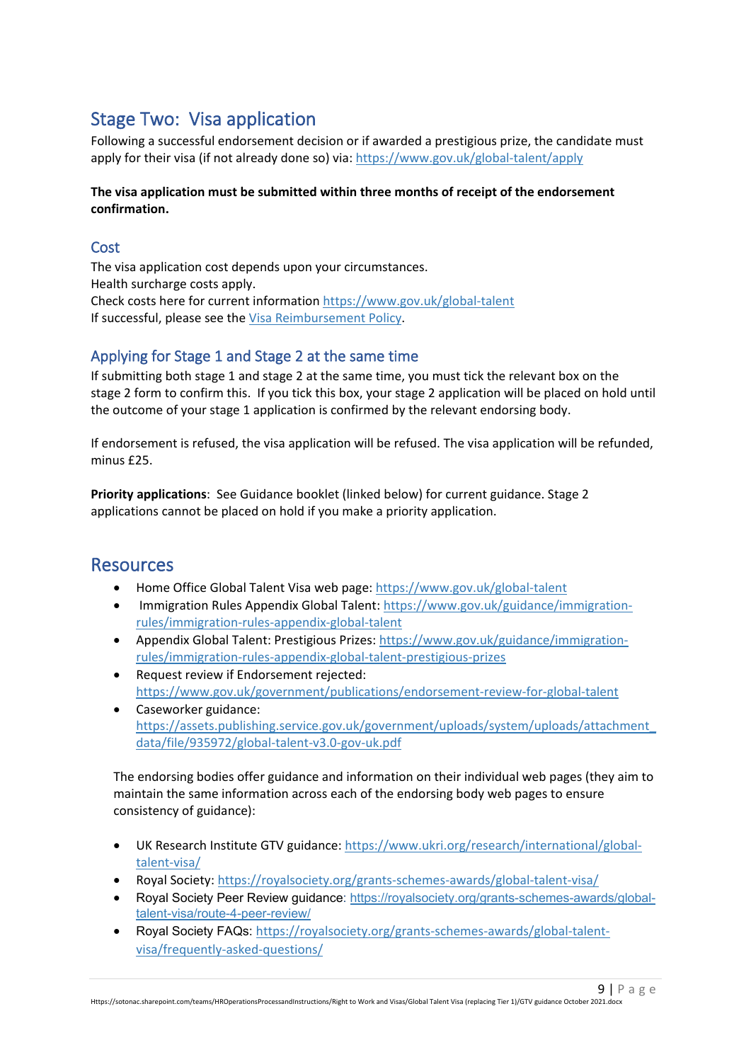## Stage Two: Visa application

Following a successful endorsement decision or if awarded a prestigious prize, the candidate must apply for their visa (if not already done so) via: https://www.gov.uk/global-talent/apply

**The visa application must be submitted within three months of receipt of the endorsement confirmation.**

### Cost

The visa application cost depends upon your circumstances.
Health surcharge costs apply.
Check costs here for current information https://www.gov.uk/global-talent
If successful, please see the Visa Reimbursement Policy.

### Applying for Stage 1 and Stage 2 at the same time

If submitting both stage 1 and stage 2 at the same time, you must tick the relevant box on the stage 2 form to confirm this. If you tick this box, your stage 2 application will be placed on hold until the outcome of your stage 1 application is confirmed by the relevant endorsing body.

If endorsement is refused, the visa application will be refused. The visa application will be refunded, minus £25.

**Priority applications**: See Guidance booklet (linked below) for current guidance. Stage 2 applications cannot be placed on hold if you make a priority application.

## Resources

- Home Office Global Talent Visa web page: https://www.gov.uk/global-talent
- Immigration Rules Appendix Global Talent: https://www.gov.uk/guidance/immigration-rules/immigration-rules-appendix-global-talent
- Appendix Global Talent: Prestigious Prizes: https://www.gov.uk/guidance/immigration-rules/immigration-rules-appendix-global-talent-prestigious-prizes
- Request review if Endorsement rejected: https://www.gov.uk/government/publications/endorsement-review-for-global-talent
- Caseworker guidance: https://assets.publishing.service.gov.uk/government/uploads/system/uploads/attachment_data/file/935972/global-talent-v3.0-gov-uk.pdf

The endorsing bodies offer guidance and information on their individual web pages (they aim to maintain the same information across each of the endorsing body web pages to ensure consistency of guidance):

- UK Research Institute GTV guidance: https://www.ukri.org/research/international/global-talent-visa/
- Royal Society: https://royalsociety.org/grants-schemes-awards/global-talent-visa/
- Royal Society Peer Review guidance: https://royalsociety.org/grants-schemes-awards/global-talent-visa/route-4-peer-review/
- Royal Society FAQs: https://royalsociety.org/grants-schemes-awards/global-talent-visa/frequently-asked-questions/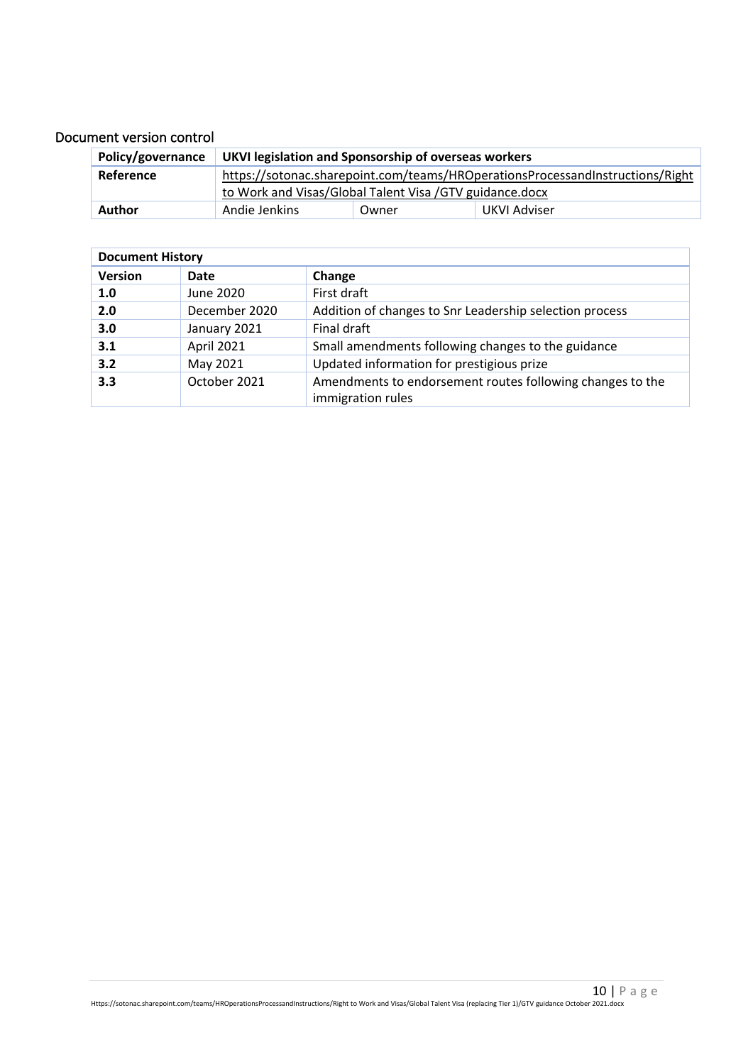## Document version control

| Policy/governance | UKVI legislation and Sponsorship of overseas workers | | |
|---|---|---|---|
| **Reference** | https://sotonac.sharepoint.com/teams/HROperationsProcessandInstructions/Right to Work and Visas/Global Talent Visa /GTV guidance.docx | | |
| **Author** | Andie Jenkins | Owner | UKVI Adviser |

| Document History | | |
|---|---|---|
| **Version** | **Date** | **Change** |
| **1.0** | June 2020 | First draft |
| **2.0** | December 2020 | Addition of changes to Snr Leadership selection process |
| **3.0** | January 2021 | Final draft |
| **3.1** | April 2021 | Small amendments following changes to the guidance |
| **3.2** | May 2021 | Updated information for prestigious prize |
| **3.3** | October 2021 | Amendments to endorsement routes following changes to the immigration rules |